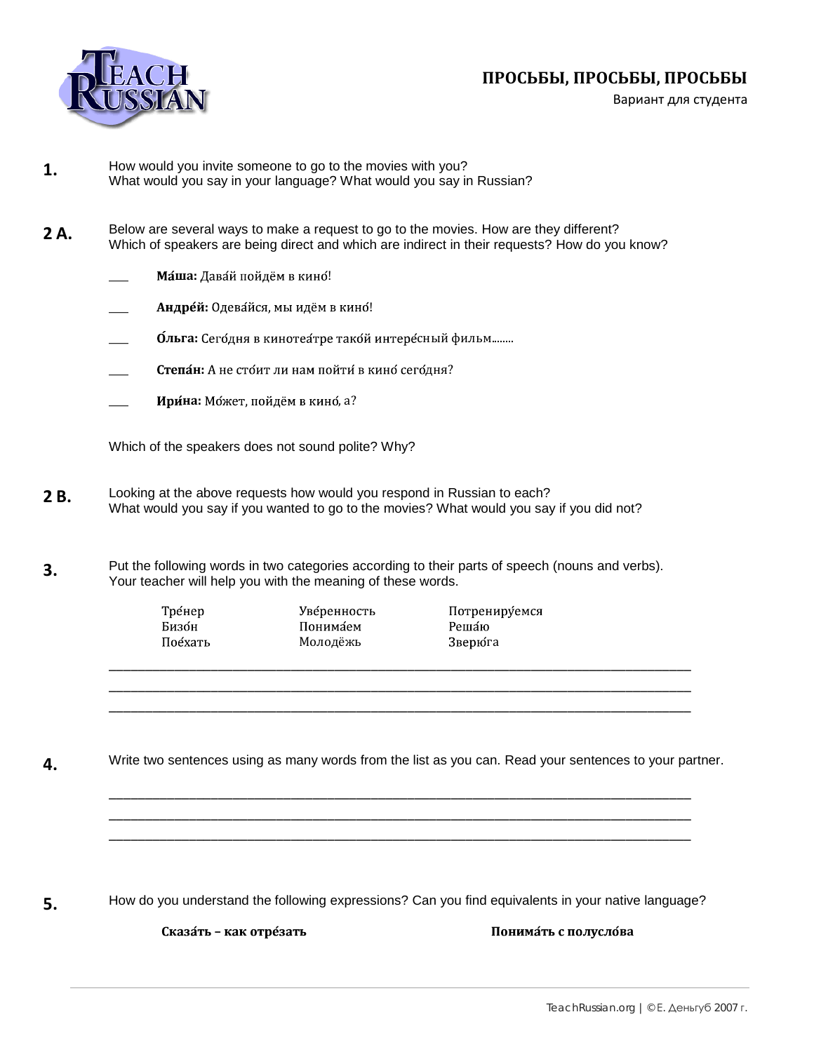# ПРОСЬБЫ, ПРОСЬБЫ, ПРОСЬБЫ

Вариант для студента

**1.** How would you invite someone to go to the movies with you?
What would you say in your language? What would you say in Russian?

**2 A.** Below are several ways to make a request to go to the movies. How are they different?
Which of speakers are being direct and which are indirect in their requests? How do you know?

___ **Ма́ша:** Дава́й пойдём в кино́!

___ **Андре́й:** Одева́йся, мы идём в кино́!

___ **О́льга:** Сего́дня в кинотеа́тре тако́й интере́сный фильм........

___ **Степа́н:** А не сто́ит ли нам пойти́ в кино́ сего́дня?

___ **Ири́на:** Мо́жет, пойдём в кино́, а?

Which of the speakers does not sound polite? Why?

**2 B.** Looking at the above requests how would you respond in Russian to each?
What would you say if you wanted to go to the movies? What would you say if you did not?

**3.** Put the following words in two categories according to their parts of speech (nouns and verbs).
Your teacher will help you with the meaning of these words.

| | | |
|---|---|---|
| Тре́нер | Уве́ренность | Потрениру́емся |
| Бизо́н | Понима́ем | Реша́ю |
| Пое́хать | Молодёжь | Зверю́га |

___________________________________________________________________________
___________________________________________________________________________
___________________________________________________________________________

**4.** Write two sentences using as many words from the list as you can. Read your sentences to your partner.

___________________________________________________________________________
___________________________________________________________________________
___________________________________________________________________________

**5.** How do you understand the following expressions? Can you find equivalents in your native language?

**Сказа́ть – как отре́зать** **Понима́ть с полусло́ва**

TeachRussian.org | ©Е. Деньгуб 2007 г.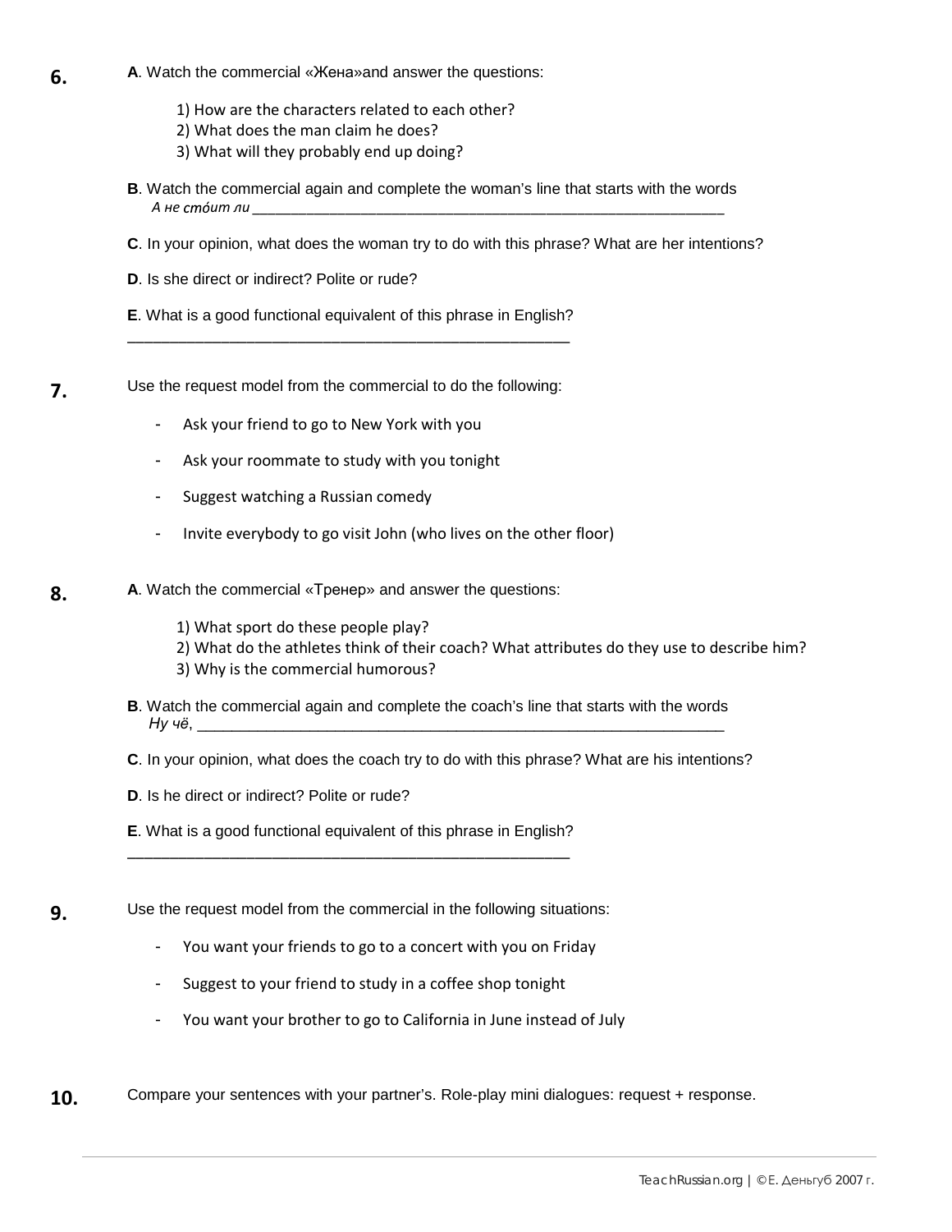**6.** **A**. Watch the commercial «Жена»and answer the questions:

1) How are the characters related to each other?
2) What does the man claim he does?
3) What will they probably end up doing?

**B**. Watch the commercial again and complete the woman's line that starts with the words
*А не сто́ит ли* ____________________________________________________________

**C**. In your opinion, what does the woman try to do with this phrase? What are her intentions?

**D**. Is she direct or indirect? Polite or rude?

**E**. What is a good functional equivalent of this phrase in English?
_______________________________________________________

**7.** Use the request model from the commercial to do the following:

- Ask your friend to go to New York with you
- Ask your roommate to study with you tonight
- Suggest watching a Russian comedy
- Invite everybody to go visit John (who lives on the other floor)

**8.** **A**. Watch the commercial «Тренер» and answer the questions:

1) What sport do these people play?
2) What do the athletes think of their coach? What attributes do they use to describe him?
3) Why is the commercial humorous?

**B**. Watch the commercial again and complete the coach's line that starts with the words
*Ну чё*, ________________________________________________________________

**C**. In your opinion, what does the coach try to do with this phrase? What are his intentions?

**D**. Is he direct or indirect? Polite or rude?

**E**. What is a good functional equivalent of this phrase in English?
_______________________________________________________

**9.** Use the request model from the commercial in the following situations:

- You want your friends to go to a concert with you on Friday
- Suggest to your friend to study in a coffee shop tonight
- You want your brother to go to California in June instead of July

**10.** Compare your sentences with your partner's. Role-play mini dialogues: request + response.